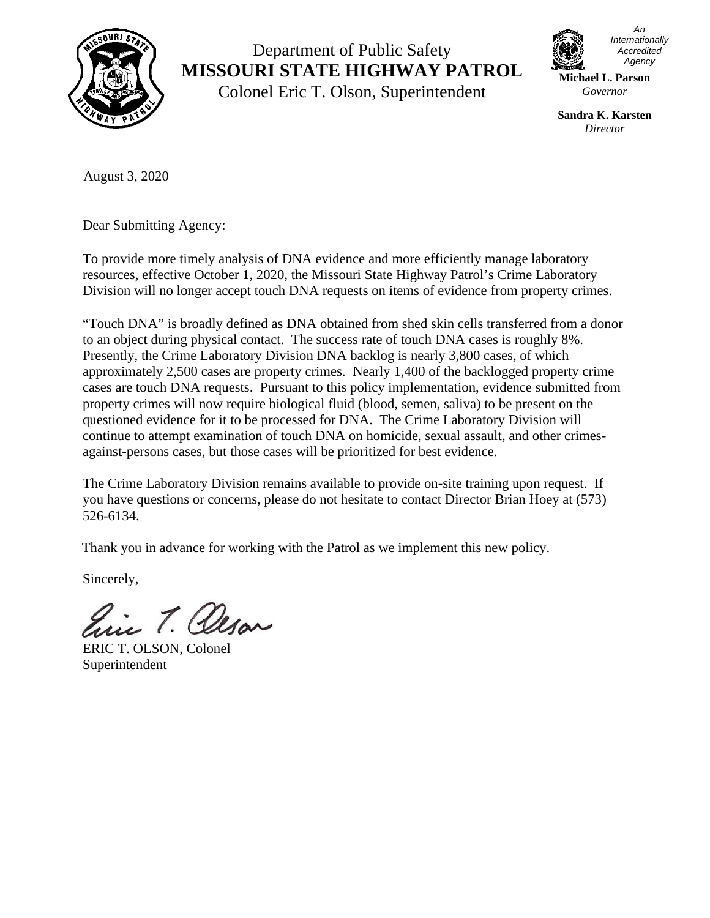Department of Public Safety
**MISSOURI STATE HIGHWAY PATROL**
Colonel Eric T. Olson, Superintendent

*An Internationally Accredited Agency*

**Michael L. Parson**
*Governor*

**Sandra K. Karsten**
*Director*

August 3, 2020

Dear Submitting Agency:

To provide more timely analysis of DNA evidence and more efficiently manage laboratory resources, effective October 1, 2020, the Missouri State Highway Patrol's Crime Laboratory Division will no longer accept touch DNA requests on items of evidence from property crimes.

"Touch DNA" is broadly defined as DNA obtained from shed skin cells transferred from a donor to an object during physical contact. The success rate of touch DNA cases is roughly 8%. Presently, the Crime Laboratory Division DNA backlog is nearly 3,800 cases, of which approximately 2,500 cases are property crimes. Nearly 1,400 of the backlogged property crime cases are touch DNA requests. Pursuant to this policy implementation, evidence submitted from property crimes will now require biological fluid (blood, semen, saliva) to be present on the questioned evidence for it to be processed for DNA. The Crime Laboratory Division will continue to attempt examination of touch DNA on homicide, sexual assault, and other crimes-against-persons cases, but those cases will be prioritized for best evidence.

The Crime Laboratory Division remains available to provide on-site training upon request. If you have questions or concerns, please do not hesitate to contact Director Brian Hoey at (573) 526-6134.

Thank you in advance for working with the Patrol as we implement this new policy.

Sincerely,

ERIC T. OLSON, Colonel
Superintendent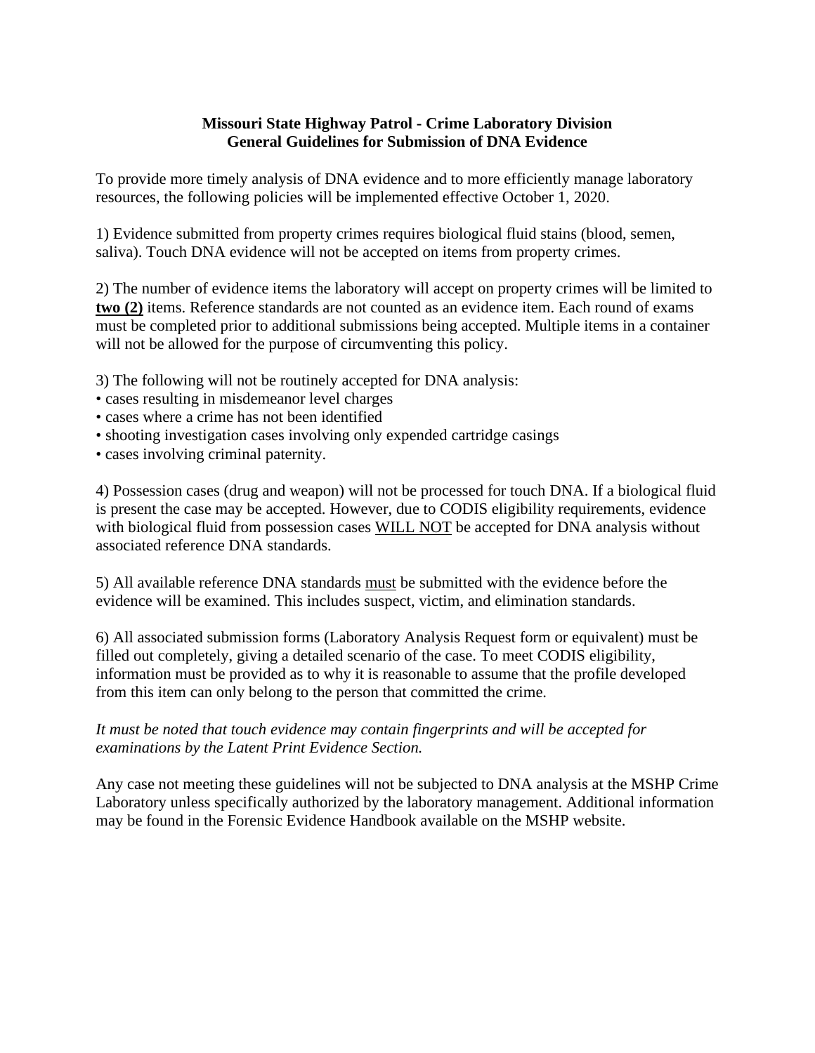**Missouri State Highway Patrol - Crime Laboratory Division**
**General Guidelines for Submission of DNA Evidence**

To provide more timely analysis of DNA evidence and to more efficiently manage laboratory resources, the following policies will be implemented effective October 1, 2020.

1) Evidence submitted from property crimes requires biological fluid stains (blood, semen, saliva). Touch DNA evidence will not be accepted on items from property crimes.

2) The number of evidence items the laboratory will accept on property crimes will be limited to **<u>two (2)</u>** items. Reference standards are not counted as an evidence item. Each round of exams must be completed prior to additional submissions being accepted. Multiple items in a container will not be allowed for the purpose of circumventing this policy.

3) The following will not be routinely accepted for DNA analysis:
- cases resulting in misdemeanor level charges
- cases where a crime has not been identified
- shooting investigation cases involving only expended cartridge casings
- cases involving criminal paternity.

4) Possession cases (drug and weapon) will not be processed for touch DNA. If a biological fluid is present the case may be accepted. However, due to CODIS eligibility requirements, evidence with biological fluid from possession cases <u>WILL NOT</u> be accepted for DNA analysis without associated reference DNA standards.

5) All available reference DNA standards <u>must</u> be submitted with the evidence before the evidence will be examined. This includes suspect, victim, and elimination standards.

6) All associated submission forms (Laboratory Analysis Request form or equivalent) must be filled out completely, giving a detailed scenario of the case. To meet CODIS eligibility, information must be provided as to why it is reasonable to assume that the profile developed from this item can only belong to the person that committed the crime.

*It must be noted that touch evidence may contain fingerprints and will be accepted for examinations by the Latent Print Evidence Section.*

Any case not meeting these guidelines will not be subjected to DNA analysis at the MSHP Crime Laboratory unless specifically authorized by the laboratory management. Additional information may be found in the Forensic Evidence Handbook available on the MSHP website.